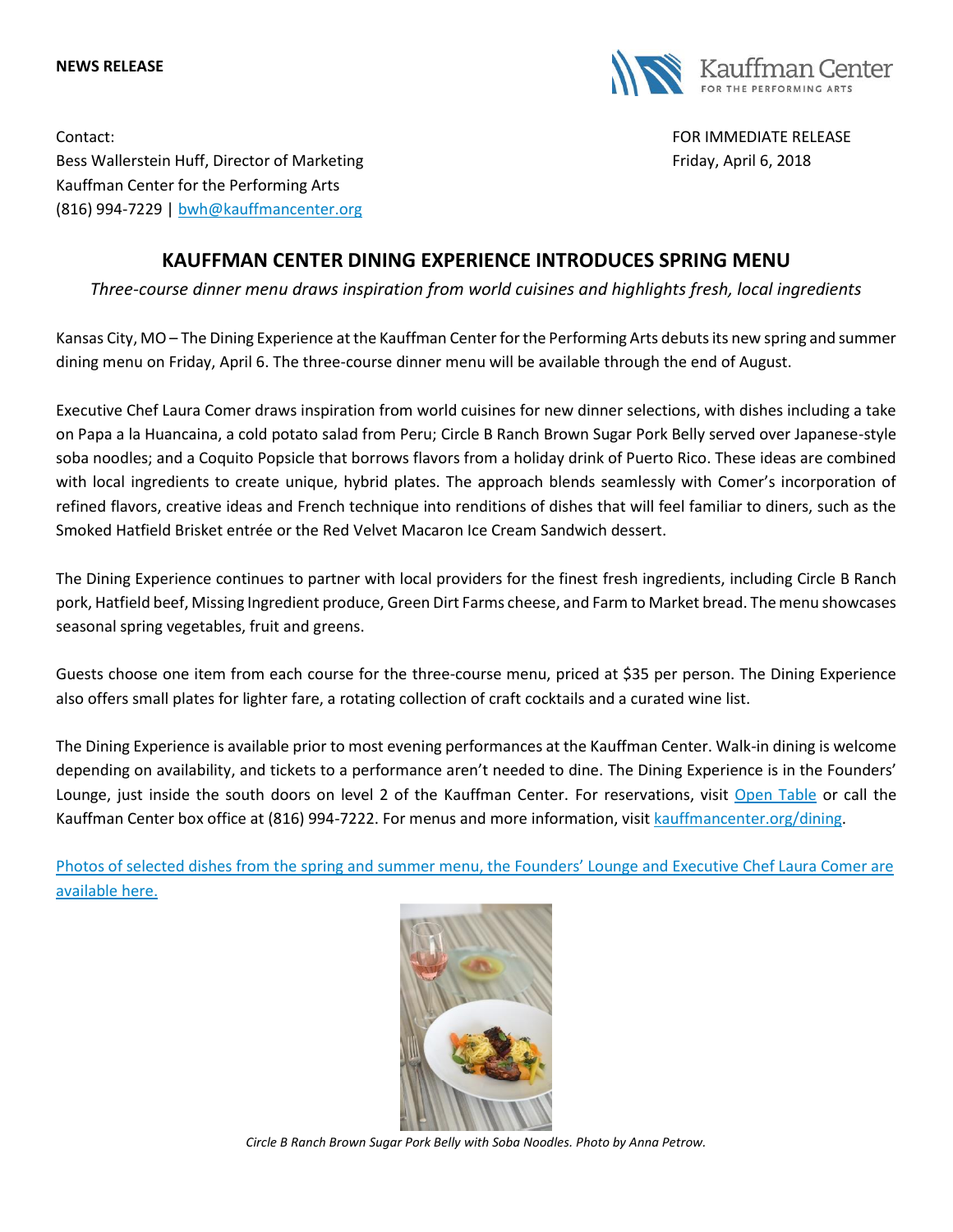**NEWS RELEASE**

Kauffman Center FOR THE PERFORMING ARTS

Contact:
Bess Wallerstein Huff, Director of Marketing
Kauffman Center for the Performing Arts
(816) 994-7229 | bwh@kauffmancenter.org

FOR IMMEDIATE RELEASE
Friday, April 6, 2018

# KAUFFMAN CENTER DINING EXPERIENCE INTRODUCES SPRING MENU

*Three-course dinner menu draws inspiration from world cuisines and highlights fresh, local ingredients*

Kansas City, MO – The Dining Experience at the Kauffman Center for the Performing Arts debuts its new spring and summer dining menu on Friday, April 6. The three-course dinner menu will be available through the end of August.

Executive Chef Laura Comer draws inspiration from world cuisines for new dinner selections, with dishes including a take on Papa a la Huancaina, a cold potato salad from Peru; Circle B Ranch Brown Sugar Pork Belly served over Japanese-style soba noodles; and a Coquito Popsicle that borrows flavors from a holiday drink of Puerto Rico. These ideas are combined with local ingredients to create unique, hybrid plates. The approach blends seamlessly with Comer's incorporation of refined flavors, creative ideas and French technique into renditions of dishes that will feel familiar to diners, such as the Smoked Hatfield Brisket entrée or the Red Velvet Macaron Ice Cream Sandwich dessert.

The Dining Experience continues to partner with local providers for the finest fresh ingredients, including Circle B Ranch pork, Hatfield beef, Missing Ingredient produce, Green Dirt Farms cheese, and Farm to Market bread. The menu showcases seasonal spring vegetables, fruit and greens.

Guests choose one item from each course for the three-course menu, priced at $35 per person. The Dining Experience also offers small plates for lighter fare, a rotating collection of craft cocktails and a curated wine list.

The Dining Experience is available prior to most evening performances at the Kauffman Center. Walk-in dining is welcome depending on availability, and tickets to a performance aren't needed to dine. The Dining Experience is in the Founders' Lounge, just inside the south doors on level 2 of the Kauffman Center. For reservations, visit Open Table or call the Kauffman Center box office at (816) 994-7222. For menus and more information, visit kauffmancenter.org/dining.

Photos of selected dishes from the spring and summer menu, the Founders' Lounge and Executive Chef Laura Comer are available here.

*Circle B Ranch Brown Sugar Pork Belly with Soba Noodles. Photo by Anna Petrow.*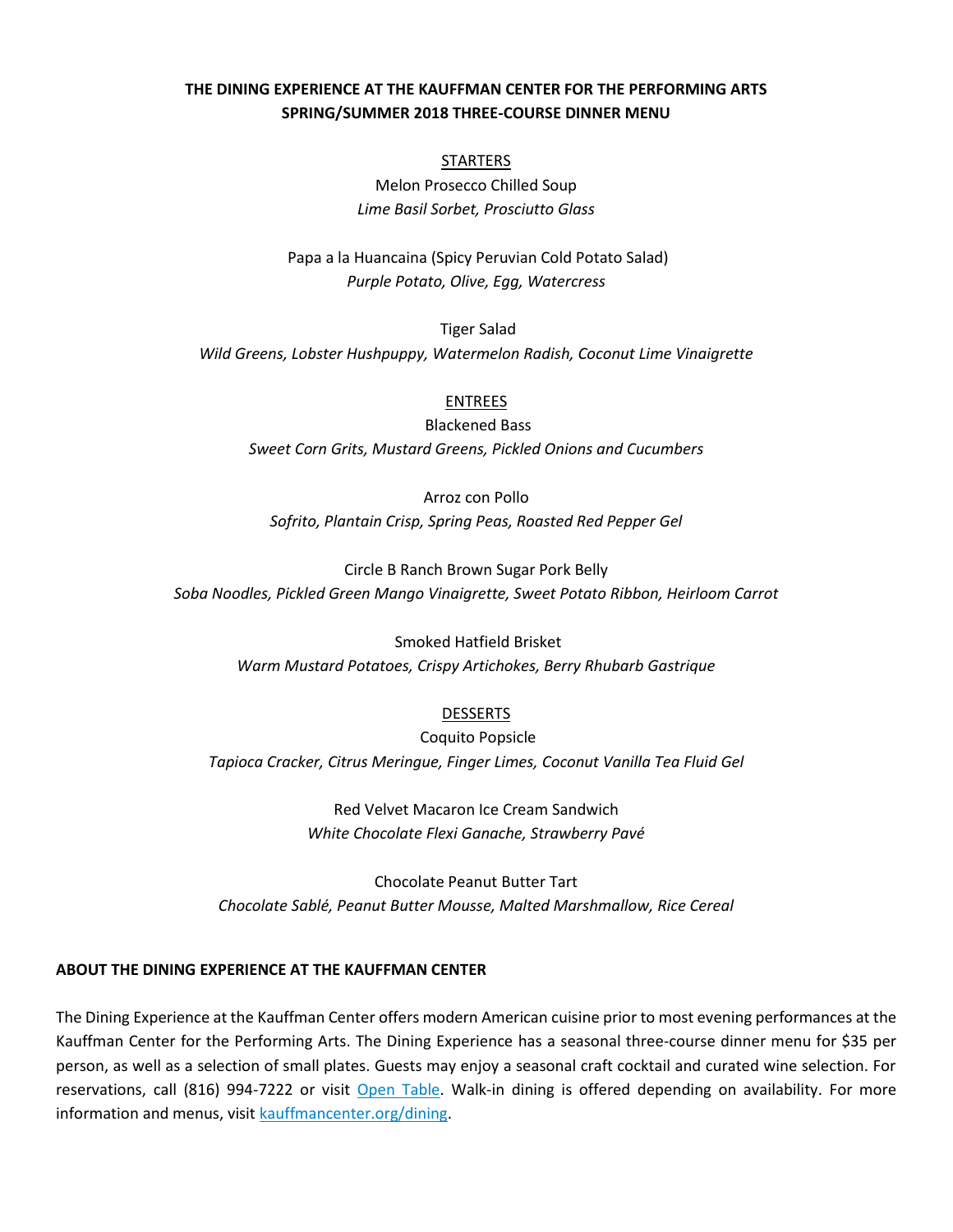# THE DINING EXPERIENCE AT THE KAUFFMAN CENTER FOR THE PERFORMING ARTS SPRING/SUMMER 2018 THREE-COURSE DINNER MENU

## STARTERS

Melon Prosecco Chilled Soup
*Lime Basil Sorbet, Prosciutto Glass*

Papa a la Huancaina (Spicy Peruvian Cold Potato Salad)
*Purple Potato, Olive, Egg, Watercress*

Tiger Salad
*Wild Greens, Lobster Hushpuppy, Watermelon Radish, Coconut Lime Vinaigrette*

## ENTREES

Blackened Bass
*Sweet Corn Grits, Mustard Greens, Pickled Onions and Cucumbers*

Arroz con Pollo
*Sofrito, Plantain Crisp, Spring Peas, Roasted Red Pepper Gel*

Circle B Ranch Brown Sugar Pork Belly
*Soba Noodles, Pickled Green Mango Vinaigrette, Sweet Potato Ribbon, Heirloom Carrot*

Smoked Hatfield Brisket
*Warm Mustard Potatoes, Crispy Artichokes, Berry Rhubarb Gastrique*

## DESSERTS

Coquito Popsicle
*Tapioca Cracker, Citrus Meringue, Finger Limes, Coconut Vanilla Tea Fluid Gel*

Red Velvet Macaron Ice Cream Sandwich
*White Chocolate Flexi Ganache, Strawberry Pavé*

Chocolate Peanut Butter Tart
*Chocolate Sablé, Peanut Butter Mousse, Malted Marshmallow, Rice Cereal*

**ABOUT THE DINING EXPERIENCE AT THE KAUFFMAN CENTER**

The Dining Experience at the Kauffman Center offers modern American cuisine prior to most evening performances at the Kauffman Center for the Performing Arts. The Dining Experience has a seasonal three-course dinner menu for $35 per person, as well as a selection of small plates. Guests may enjoy a seasonal craft cocktail and curated wine selection. For reservations, call (816) 994-7222 or visit Open Table. Walk-in dining is offered depending on availability. For more information and menus, visit kauffmancenter.org/dining.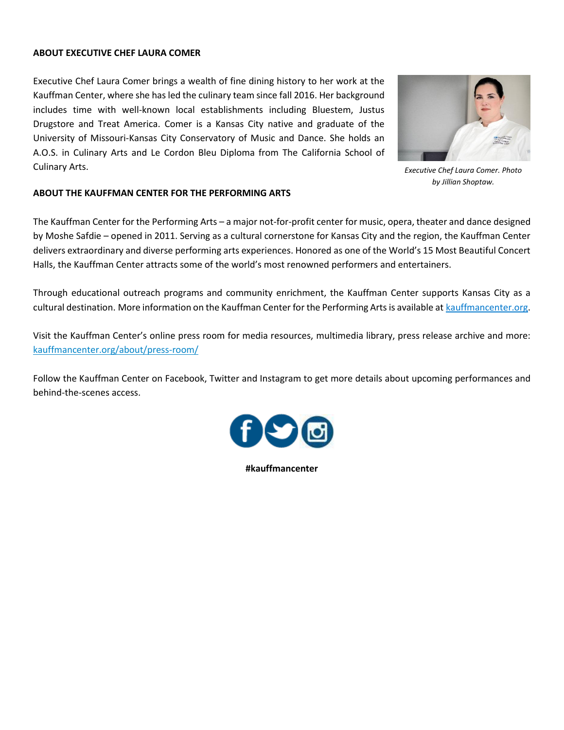**ABOUT EXECUTIVE CHEF LAURA COMER**

Executive Chef Laura Comer brings a wealth of fine dining history to her work at the Kauffman Center, where she has led the culinary team since fall 2016. Her background includes time with well-known local establishments including Bluestem, Justus Drugstore and Treat America. Comer is a Kansas City native and graduate of the University of Missouri-Kansas City Conservatory of Music and Dance. She holds an A.O.S. in Culinary Arts and Le Cordon Bleu Diploma from The California School of Culinary Arts.

*Executive Chef Laura Comer. Photo by Jillian Shoptaw.*

**ABOUT THE KAUFFMAN CENTER FOR THE PERFORMING ARTS**

The Kauffman Center for the Performing Arts – a major not-for-profit center for music, opera, theater and dance designed by Moshe Safdie – opened in 2011. Serving as a cultural cornerstone for Kansas City and the region, the Kauffman Center delivers extraordinary and diverse performing arts experiences. Honored as one of the World's 15 Most Beautiful Concert Halls, the Kauffman Center attracts some of the world's most renowned performers and entertainers.

Through educational outreach programs and community enrichment, the Kauffman Center supports Kansas City as a cultural destination. More information on the Kauffman Center for the Performing Arts is available at [kauffmancenter.org](http://kauffmancenter.org).

Visit the Kauffman Center's online press room for media resources, multimedia library, press release archive and more: [kauffmancenter.org/about/press-room/](http://kauffmancenter.org/about/press-room/)

Follow the Kauffman Center on Facebook, Twitter and Instagram to get more details about upcoming performances and behind-the-scenes access.

**#kauffmancenter**